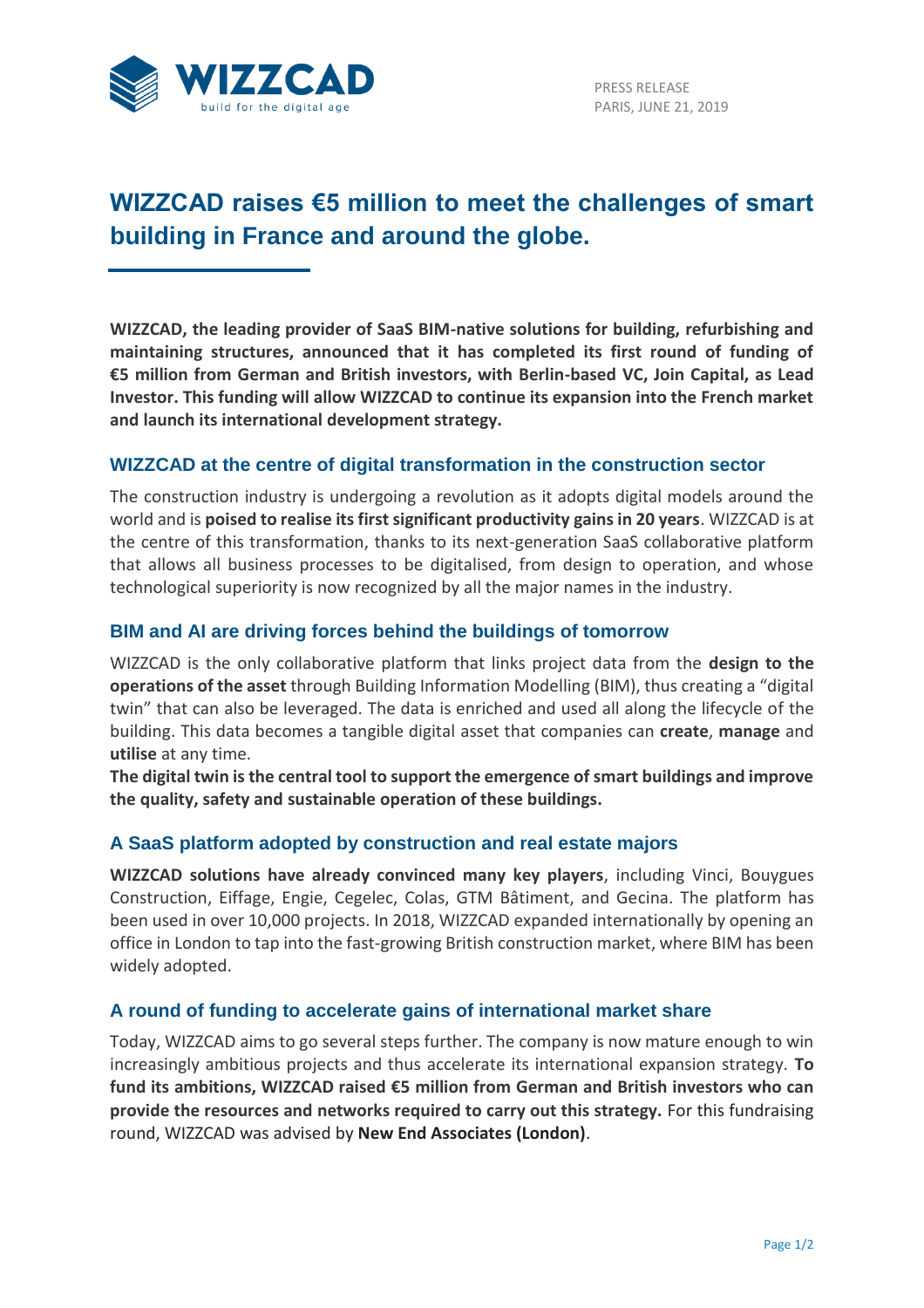PRESS RELEASE
PARIS, JUNE 21, 2019

# WIZZCAD raises €5 million to meet the challenges of smart building in France and around the globe.

**WIZZCAD, the leading provider of SaaS BIM-native solutions for building, refurbishing and maintaining structures, announced that it has completed its first round of funding of €5 million from German and British investors, with Berlin-based VC, Join Capital, as Lead Investor. This funding will allow WIZZCAD to continue its expansion into the French market and launch its international development strategy.**

## WIZZCAD at the centre of digital transformation in the construction sector

The construction industry is undergoing a revolution as it adopts digital models around the world and is **poised to realise its first significant productivity gains in 20 years**. WIZZCAD is at the centre of this transformation, thanks to its next-generation SaaS collaborative platform that allows all business processes to be digitalised, from design to operation, and whose technological superiority is now recognized by all the major names in the industry.

## BIM and AI are driving forces behind the buildings of tomorrow

WIZZCAD is the only collaborative platform that links project data from the **design to the operations of the asset** through Building Information Modelling (BIM), thus creating a "digital twin" that can also be leveraged. The data is enriched and used all along the lifecycle of the building. This data becomes a tangible digital asset that companies can **create**, **manage** and **utilise** at any time.

**The digital twin is the central tool to support the emergence of smart buildings and improve the quality, safety and sustainable operation of these buildings.**

## A SaaS platform adopted by construction and real estate majors

**WIZZCAD solutions have already convinced many key players**, including Vinci, Bouygues Construction, Eiffage, Engie, Cegelec, Colas, GTM Bâtiment, and Gecina. The platform has been used in over 10,000 projects. In 2018, WIZZCAD expanded internationally by opening an office in London to tap into the fast-growing British construction market, where BIM has been widely adopted.

## A round of funding to accelerate gains of international market share

Today, WIZZCAD aims to go several steps further. The company is now mature enough to win increasingly ambitious projects and thus accelerate its international expansion strategy. **To fund its ambitions, WIZZCAD raised €5 million from German and British investors who can provide the resources and networks required to carry out this strategy.** For this fundraising round, WIZZCAD was advised by **New End Associates (London)**.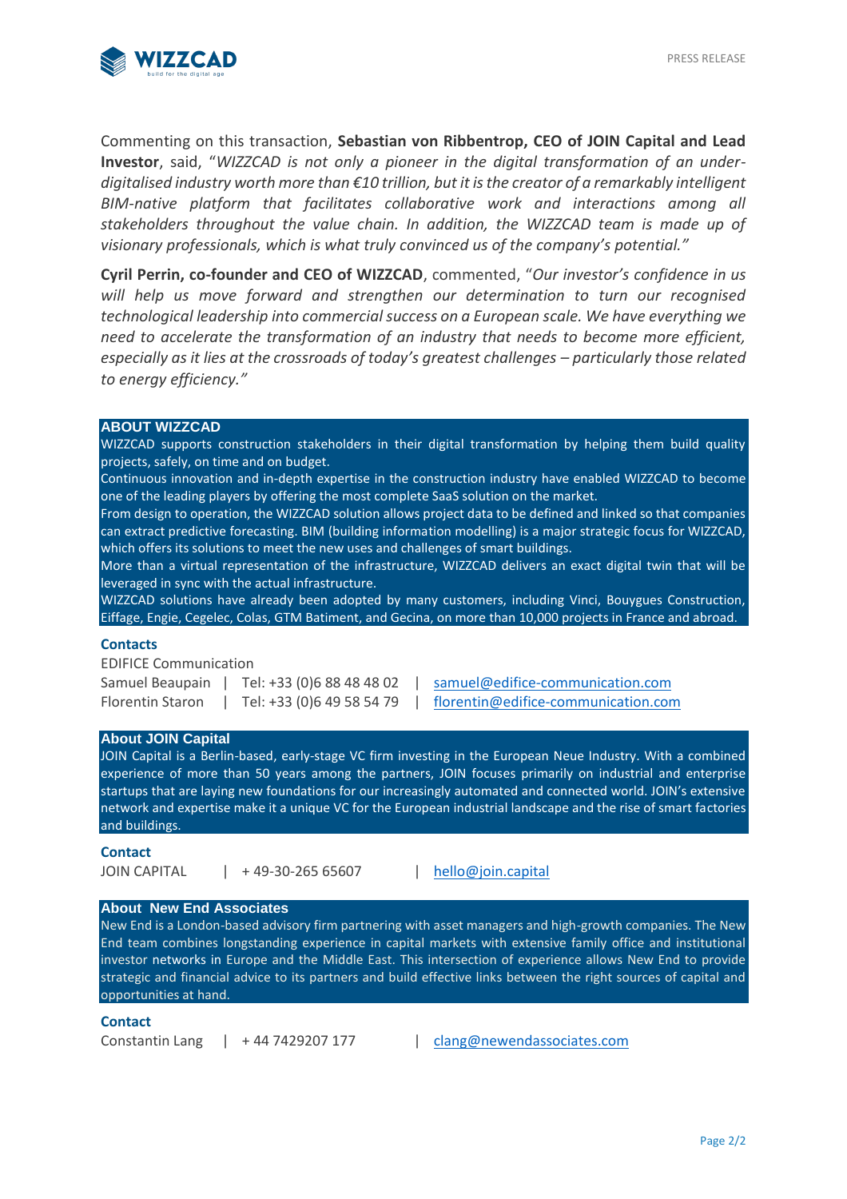Commenting on this transaction, **Sebastian von Ribbentrop, CEO of JOIN Capital and Lead Investor**, said, "*WIZZCAD is not only a pioneer in the digital transformation of an under-digitalised industry worth more than €10 trillion, but it is the creator of a remarkably intelligent BIM-native platform that facilitates collaborative work and interactions among all stakeholders throughout the value chain. In addition, the WIZZCAD team is made up of visionary professionals, which is what truly convinced us of the company's potential.*"

**Cyril Perrin, co-founder and CEO of WIZZCAD**, commented, "*Our investor's confidence in us will help us move forward and strengthen our determination to turn our recognised technological leadership into commercial success on a European scale. We have everything we need to accelerate the transformation of an industry that needs to become more efficient, especially as it lies at the crossroads of today's greatest challenges – particularly those related to energy efficiency.*"

## ABOUT WIZZCAD

WIZZCAD supports construction stakeholders in their digital transformation by helping them build quality projects, safely, on time and on budget.

Continuous innovation and in-depth expertise in the construction industry have enabled WIZZCAD to become one of the leading players by offering the most complete SaaS solution on the market.

From design to operation, the WIZZCAD solution allows project data to be defined and linked so that companies can extract predictive forecasting. BIM (building information modelling) is a major strategic focus for WIZZCAD, which offers its solutions to meet the new uses and challenges of smart buildings.

More than a virtual representation of the infrastructure, WIZZCAD delivers an exact digital twin that will be leveraged in sync with the actual infrastructure.

WIZZCAD solutions have already been adopted by many customers, including Vinci, Bouygues Construction, Eiffage, Engie, Cegelec, Colas, GTM Batiment, and Gecina, on more than 10,000 projects in France and abroad.

### Contacts

EDIFICE Communication

Samuel Beaupain | Tel: +33 (0)6 88 48 48 02 | samuel@edifice-communication.com

Florentin Staron | Tel: +33 (0)6 49 58 54 79 | florentin@edifice-communication.com

## About JOIN Capital

JOIN Capital is a Berlin-based, early-stage VC firm investing in the European Neue Industry. With a combined experience of more than 50 years among the partners, JOIN focuses primarily on industrial and enterprise startups that are laying new foundations for our increasingly automated and connected world. JOIN's extensive network and expertise make it a unique VC for the European industrial landscape and the rise of smart factories and buildings.

### Contact

JOIN CAPITAL | + 49-30-265 65607 | hello@join.capital

## About New End Associates

New End is a London-based advisory firm partnering with asset managers and high-growth companies. The New End team combines longstanding experience in capital markets with extensive family office and institutional investor networks in Europe and the Middle East. This intersection of experience allows New End to provide strategic and financial advice to its partners and build effective links between the right sources of capital and opportunities at hand.

### Contact

Constantin Lang | + 44 7429207 177 | clang@newendassociates.com